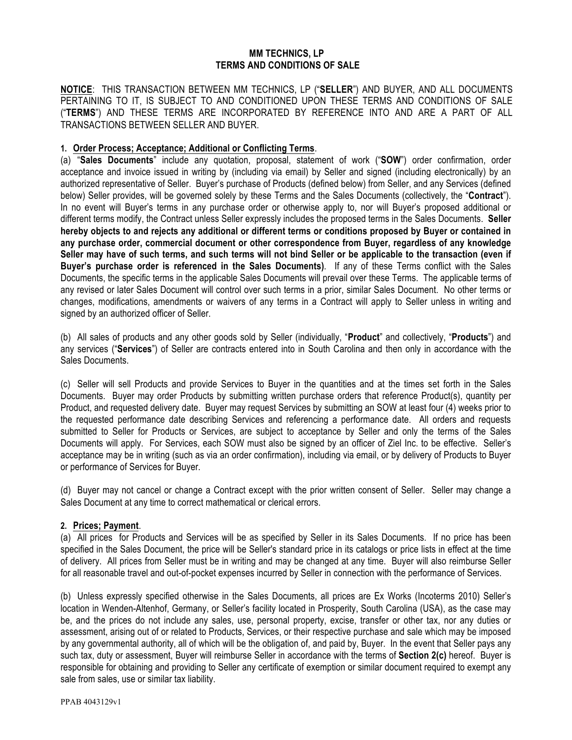**MM TECHNICS, LP**
**TERMS AND CONDITIONS OF SALE**

**NOTICE**: THIS TRANSACTION BETWEEN MM TECHNICS, LP ("**SELLER**") AND BUYER, AND ALL DOCUMENTS PERTAINING TO IT, IS SUBJECT TO AND CONDITIONED UPON THESE TERMS AND CONDITIONS OF SALE ("**TERMS**") AND THESE TERMS ARE INCORPORATED BY REFERENCE INTO AND ARE A PART OF ALL TRANSACTIONS BETWEEN SELLER AND BUYER.

**1. Order Process; Acceptance; Additional or Conflicting Terms**.

(a) "**Sales Documents**" include any quotation, proposal, statement of work ("**SOW**") order confirmation, order acceptance and invoice issued in writing by (including via email) by Seller and signed (including electronically) by an authorized representative of Seller. Buyer's purchase of Products (defined below) from Seller, and any Services (defined below) Seller provides, will be governed solely by these Terms and the Sales Documents (collectively, the "**Contract**"). In no event will Buyer's terms in any purchase order or otherwise apply to, nor will Buyer's proposed additional or different terms modify, the Contract unless Seller expressly includes the proposed terms in the Sales Documents. **Seller hereby objects to and rejects any additional or different terms or conditions proposed by Buyer or contained in any purchase order, commercial document or other correspondence from Buyer, regardless of any knowledge Seller may have of such terms, and such terms will not bind Seller or be applicable to the transaction (even if Buyer's purchase order is referenced in the Sales Documents)**. If any of these Terms conflict with the Sales Documents, the specific terms in the applicable Sales Documents will prevail over these Terms. The applicable terms of any revised or later Sales Document will control over such terms in a prior, similar Sales Document. No other terms or changes, modifications, amendments or waivers of any terms in a Contract will apply to Seller unless in writing and signed by an authorized officer of Seller.

(b) All sales of products and any other goods sold by Seller (individually, "**Product**" and collectively, "**Products**") and any services ("**Services**") of Seller are contracts entered into in South Carolina and then only in accordance with the Sales Documents.

(c) Seller will sell Products and provide Services to Buyer in the quantities and at the times set forth in the Sales Documents. Buyer may order Products by submitting written purchase orders that reference Product(s), quantity per Product, and requested delivery date. Buyer may request Services by submitting an SOW at least four (4) weeks prior to the requested performance date describing Services and referencing a performance date. All orders and requests submitted to Seller for Products or Services, are subject to acceptance by Seller and only the terms of the Sales Documents will apply. For Services, each SOW must also be signed by an officer of Ziel Inc. to be effective. Seller's acceptance may be in writing (such as via an order confirmation), including via email, or by delivery of Products to Buyer or performance of Services for Buyer.

(d) Buyer may not cancel or change a Contract except with the prior written consent of Seller. Seller may change a Sales Document at any time to correct mathematical or clerical errors.

**2. Prices; Payment**.

(a) All prices for Products and Services will be as specified by Seller in its Sales Documents. If no price has been specified in the Sales Document, the price will be Seller's standard price in its catalogs or price lists in effect at the time of delivery. All prices from Seller must be in writing and may be changed at any time. Buyer will also reimburse Seller for all reasonable travel and out-of-pocket expenses incurred by Seller in connection with the performance of Services.

(b) Unless expressly specified otherwise in the Sales Documents, all prices are Ex Works (Incoterms 2010) Seller's location in Wenden-Altenhof, Germany, or Seller's facility located in Prosperity, South Carolina (USA), as the case may be, and the prices do not include any sales, use, personal property, excise, transfer or other tax, nor any duties or assessment, arising out of or related to Products, Services, or their respective purchase and sale which may be imposed by any governmental authority, all of which will be the obligation of, and paid by, Buyer. In the event that Seller pays any such tax, duty or assessment, Buyer will reimburse Seller in accordance with the terms of **Section 2(c)** hereof. Buyer is responsible for obtaining and providing to Seller any certificate of exemption or similar document required to exempt any sale from sales, use or similar tax liability.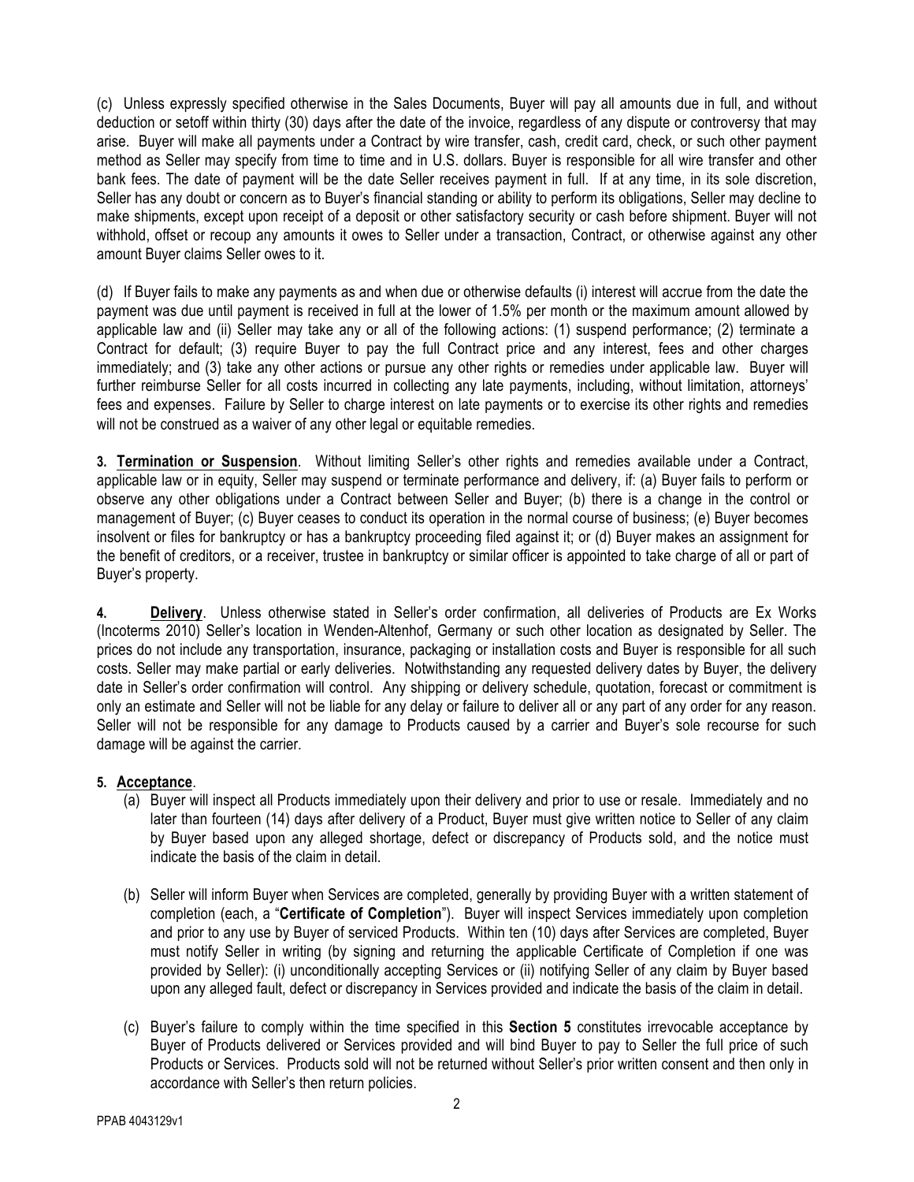(c) Unless expressly specified otherwise in the Sales Documents, Buyer will pay all amounts due in full, and without deduction or setoff within thirty (30) days after the date of the invoice, regardless of any dispute or controversy that may arise. Buyer will make all payments under a Contract by wire transfer, cash, credit card, check, or such other payment method as Seller may specify from time to time and in U.S. dollars. Buyer is responsible for all wire transfer and other bank fees. The date of payment will be the date Seller receives payment in full. If at any time, in its sole discretion, Seller has any doubt or concern as to Buyer's financial standing or ability to perform its obligations, Seller may decline to make shipments, except upon receipt of a deposit or other satisfactory security or cash before shipment. Buyer will not withhold, offset or recoup any amounts it owes to Seller under a transaction, Contract, or otherwise against any other amount Buyer claims Seller owes to it.

(d) If Buyer fails to make any payments as and when due or otherwise defaults (i) interest will accrue from the date the payment was due until payment is received in full at the lower of 1.5% per month or the maximum amount allowed by applicable law and (ii) Seller may take any or all of the following actions: (1) suspend performance; (2) terminate a Contract for default; (3) require Buyer to pay the full Contract price and any interest, fees and other charges immediately; and (3) take any other actions or pursue any other rights or remedies under applicable law. Buyer will further reimburse Seller for all costs incurred in collecting any late payments, including, without limitation, attorneys' fees and expenses. Failure by Seller to charge interest on late payments or to exercise its other rights and remedies will not be construed as a waiver of any other legal or equitable remedies.

**3. Termination or Suspension**. Without limiting Seller's other rights and remedies available under a Contract, applicable law or in equity, Seller may suspend or terminate performance and delivery, if: (a) Buyer fails to perform or observe any other obligations under a Contract between Seller and Buyer; (b) there is a change in the control or management of Buyer; (c) Buyer ceases to conduct its operation in the normal course of business; (e) Buyer becomes insolvent or files for bankruptcy or has a bankruptcy proceeding filed against it; or (d) Buyer makes an assignment for the benefit of creditors, or a receiver, trustee in bankruptcy or similar officer is appointed to take charge of all or part of Buyer's property.

**4. Delivery**. Unless otherwise stated in Seller's order confirmation, all deliveries of Products are Ex Works (Incoterms 2010) Seller's location in Wenden-Altenhof, Germany or such other location as designated by Seller. The prices do not include any transportation, insurance, packaging or installation costs and Buyer is responsible for all such costs. Seller may make partial or early deliveries. Notwithstanding any requested delivery dates by Buyer, the delivery date in Seller's order confirmation will control. Any shipping or delivery schedule, quotation, forecast or commitment is only an estimate and Seller will not be liable for any delay or failure to deliver all or any part of any order for any reason. Seller will not be responsible for any damage to Products caused by a carrier and Buyer's sole recourse for such damage will be against the carrier.

**5. Acceptance**.

(a) Buyer will inspect all Products immediately upon their delivery and prior to use or resale. Immediately and no later than fourteen (14) days after delivery of a Product, Buyer must give written notice to Seller of any claim by Buyer based upon any alleged shortage, defect or discrepancy of Products sold, and the notice must indicate the basis of the claim in detail.

(b) Seller will inform Buyer when Services are completed, generally by providing Buyer with a written statement of completion (each, a "**Certificate of Completion**"). Buyer will inspect Services immediately upon completion and prior to any use by Buyer of serviced Products. Within ten (10) days after Services are completed, Buyer must notify Seller in writing (by signing and returning the applicable Certificate of Completion if one was provided by Seller): (i) unconditionally accepting Services or (ii) notifying Seller of any claim by Buyer based upon any alleged fault, defect or discrepancy in Services provided and indicate the basis of the claim in detail.

(c) Buyer's failure to comply within the time specified in this **Section 5** constitutes irrevocable acceptance by Buyer of Products delivered or Services provided and will bind Buyer to pay to Seller the full price of such Products or Services. Products sold will not be returned without Seller's prior written consent and then only in accordance with Seller's then return policies.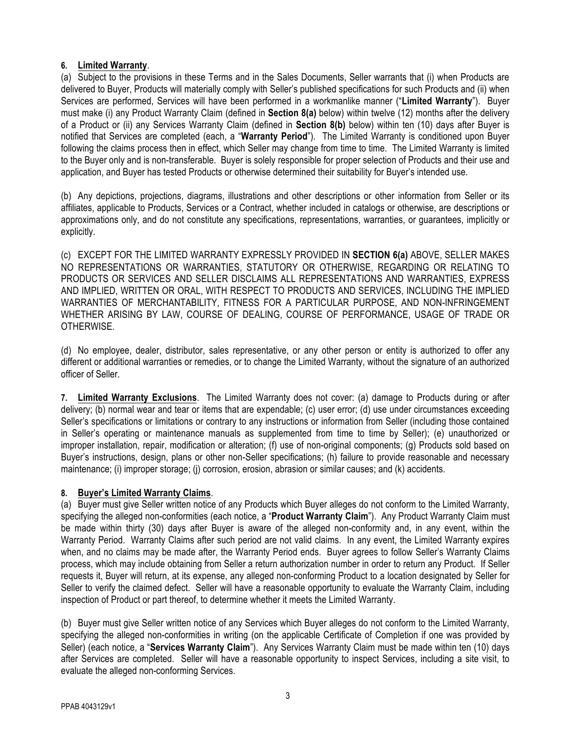**6. Limited Warranty**.

(a) Subject to the provisions in these Terms and in the Sales Documents, Seller warrants that (i) when Products are delivered to Buyer, Products will materially comply with Seller's published specifications for such Products and (ii) when Services are performed, Services will have been performed in a workmanlike manner ("**Limited Warranty**"). Buyer must make (i) any Product Warranty Claim (defined in **Section 8(a)** below) within twelve (12) months after the delivery of a Product or (ii) any Services Warranty Claim (defined in **Section 8(b)** below) within ten (10) days after Buyer is notified that Services are completed (each, a "**Warranty Period**"). The Limited Warranty is conditioned upon Buyer following the claims process then in effect, which Seller may change from time to time. The Limited Warranty is limited to the Buyer only and is non-transferable. Buyer is solely responsible for proper selection of Products and their use and application, and Buyer has tested Products or otherwise determined their suitability for Buyer's intended use.

(b) Any depictions, projections, diagrams, illustrations and other descriptions or other information from Seller or its affiliates, applicable to Products, Services or a Contract, whether included in catalogs or otherwise, are descriptions or approximations only, and do not constitute any specifications, representations, warranties, or guarantees, implicitly or explicitly.

(c) EXCEPT FOR THE LIMITED WARRANTY EXPRESSLY PROVIDED IN **SECTION 6(a)** ABOVE, SELLER MAKES NO REPRESENTATIONS OR WARRANTIES, STATUTORY OR OTHERWISE, REGARDING OR RELATING TO PRODUCTS OR SERVICES AND SELLER DISCLAIMS ALL REPRESENTATIONS AND WARRANTIES, EXPRESS AND IMPLIED, WRITTEN OR ORAL, WITH RESPECT TO PRODUCTS AND SERVICES, INCLUDING THE IMPLIED WARRANTIES OF MERCHANTABILITY, FITNESS FOR A PARTICULAR PURPOSE, AND NON-INFRINGEMENT WHETHER ARISING BY LAW, COURSE OF DEALING, COURSE OF PERFORMANCE, USAGE OF TRADE OR OTHERWISE.

(d) No employee, dealer, distributor, sales representative, or any other person or entity is authorized to offer any different or additional warranties or remedies, or to change the Limited Warranty, without the signature of an authorized officer of Seller.

**7. Limited Warranty Exclusions**. The Limited Warranty does not cover: (a) damage to Products during or after delivery; (b) normal wear and tear or items that are expendable; (c) user error; (d) use under circumstances exceeding Seller's specifications or limitations or contrary to any instructions or information from Seller (including those contained in Seller's operating or maintenance manuals as supplemented from time to time by Seller); (e) unauthorized or improper installation, repair, modification or alteration; (f) use of non-original components; (g) Products sold based on Buyer's instructions, design, plans or other non-Seller specifications; (h) failure to provide reasonable and necessary maintenance; (i) improper storage; (j) corrosion, erosion, abrasion or similar causes; and (k) accidents.

**8. Buyer's Limited Warranty Claims**.

(a) Buyer must give Seller written notice of any Products which Buyer alleges do not conform to the Limited Warranty, specifying the alleged non-conformities (each notice, a "**Product Warranty Claim**"). Any Product Warranty Claim must be made within thirty (30) days after Buyer is aware of the alleged non-conformity and, in any event, within the Warranty Period. Warranty Claims after such period are not valid claims. In any event, the Limited Warranty expires when, and no claims may be made after, the Warranty Period ends. Buyer agrees to follow Seller's Warranty Claims process, which may include obtaining from Seller a return authorization number in order to return any Product. If Seller requests it, Buyer will return, at its expense, any alleged non-conforming Product to a location designated by Seller for Seller to verify the claimed defect. Seller will have a reasonable opportunity to evaluate the Warranty Claim, including inspection of Product or part thereof, to determine whether it meets the Limited Warranty.

(b) Buyer must give Seller written notice of any Services which Buyer alleges do not conform to the Limited Warranty, specifying the alleged non-conformities in writing (on the applicable Certificate of Completion if one was provided by Seller) (each notice, a "**Services Warranty Claim**"). Any Services Warranty Claim must be made within ten (10) days after Services are completed. Seller will have a reasonable opportunity to inspect Services, including a site visit, to evaluate the alleged non-conforming Services.

PPAB 4043129v1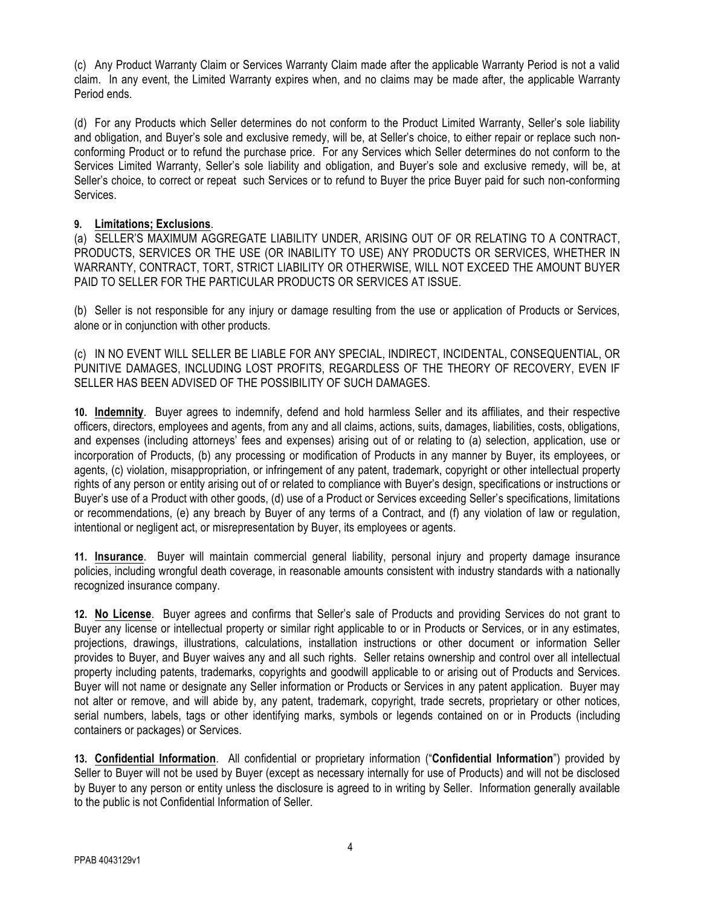(c) Any Product Warranty Claim or Services Warranty Claim made after the applicable Warranty Period is not a valid claim. In any event, the Limited Warranty expires when, and no claims may be made after, the applicable Warranty Period ends.

(d) For any Products which Seller determines do not conform to the Product Limited Warranty, Seller's sole liability and obligation, and Buyer's sole and exclusive remedy, will be, at Seller's choice, to either repair or replace such non-conforming Product or to refund the purchase price. For any Services which Seller determines do not conform to the Services Limited Warranty, Seller's sole liability and obligation, and Buyer's sole and exclusive remedy, will be, at Seller's choice, to correct or repeat such Services or to refund to Buyer the price Buyer paid for such non-conforming Services.

**9. Limitations; Exclusions**.

(a) SELLER'S MAXIMUM AGGREGATE LIABILITY UNDER, ARISING OUT OF OR RELATING TO A CONTRACT, PRODUCTS, SERVICES OR THE USE (OR INABILITY TO USE) ANY PRODUCTS OR SERVICES, WHETHER IN WARRANTY, CONTRACT, TORT, STRICT LIABILITY OR OTHERWISE, WILL NOT EXCEED THE AMOUNT BUYER PAID TO SELLER FOR THE PARTICULAR PRODUCTS OR SERVICES AT ISSUE.

(b) Seller is not responsible for any injury or damage resulting from the use or application of Products or Services, alone or in conjunction with other products.

(c) IN NO EVENT WILL SELLER BE LIABLE FOR ANY SPECIAL, INDIRECT, INCIDENTAL, CONSEQUENTIAL, OR PUNITIVE DAMAGES, INCLUDING LOST PROFITS, REGARDLESS OF THE THEORY OF RECOVERY, EVEN IF SELLER HAS BEEN ADVISED OF THE POSSIBILITY OF SUCH DAMAGES.

**10. Indemnity**. Buyer agrees to indemnify, defend and hold harmless Seller and its affiliates, and their respective officers, directors, employees and agents, from any and all claims, actions, suits, damages, liabilities, costs, obligations, and expenses (including attorneys' fees and expenses) arising out of or relating to (a) selection, application, use or incorporation of Products, (b) any processing or modification of Products in any manner by Buyer, its employees, or agents, (c) violation, misappropriation, or infringement of any patent, trademark, copyright or other intellectual property rights of any person or entity arising out of or related to compliance with Buyer's design, specifications or instructions or Buyer's use of a Product with other goods, (d) use of a Product or Services exceeding Seller's specifications, limitations or recommendations, (e) any breach by Buyer of any terms of a Contract, and (f) any violation of law or regulation, intentional or negligent act, or misrepresentation by Buyer, its employees or agents.

**11. Insurance**. Buyer will maintain commercial general liability, personal injury and property damage insurance policies, including wrongful death coverage, in reasonable amounts consistent with industry standards with a nationally recognized insurance company.

**12. No License**. Buyer agrees and confirms that Seller's sale of Products and providing Services do not grant to Buyer any license or intellectual property or similar right applicable to or in Products or Services, or in any estimates, projections, drawings, illustrations, calculations, installation instructions or other document or information Seller provides to Buyer, and Buyer waives any and all such rights. Seller retains ownership and control over all intellectual property including patents, trademarks, copyrights and goodwill applicable to or arising out of Products and Services. Buyer will not name or designate any Seller information or Products or Services in any patent application. Buyer may not alter or remove, and will abide by, any patent, trademark, copyright, trade secrets, proprietary or other notices, serial numbers, labels, tags or other identifying marks, symbols or legends contained on or in Products (including containers or packages) or Services.

**13. Confidential Information**. All confidential or proprietary information ("**Confidential Information**") provided by Seller to Buyer will not be used by Buyer (except as necessary internally for use of Products) and will not be disclosed by Buyer to any person or entity unless the disclosure is agreed to in writing by Seller. Information generally available to the public is not Confidential Information of Seller.

PPAB 4043129v1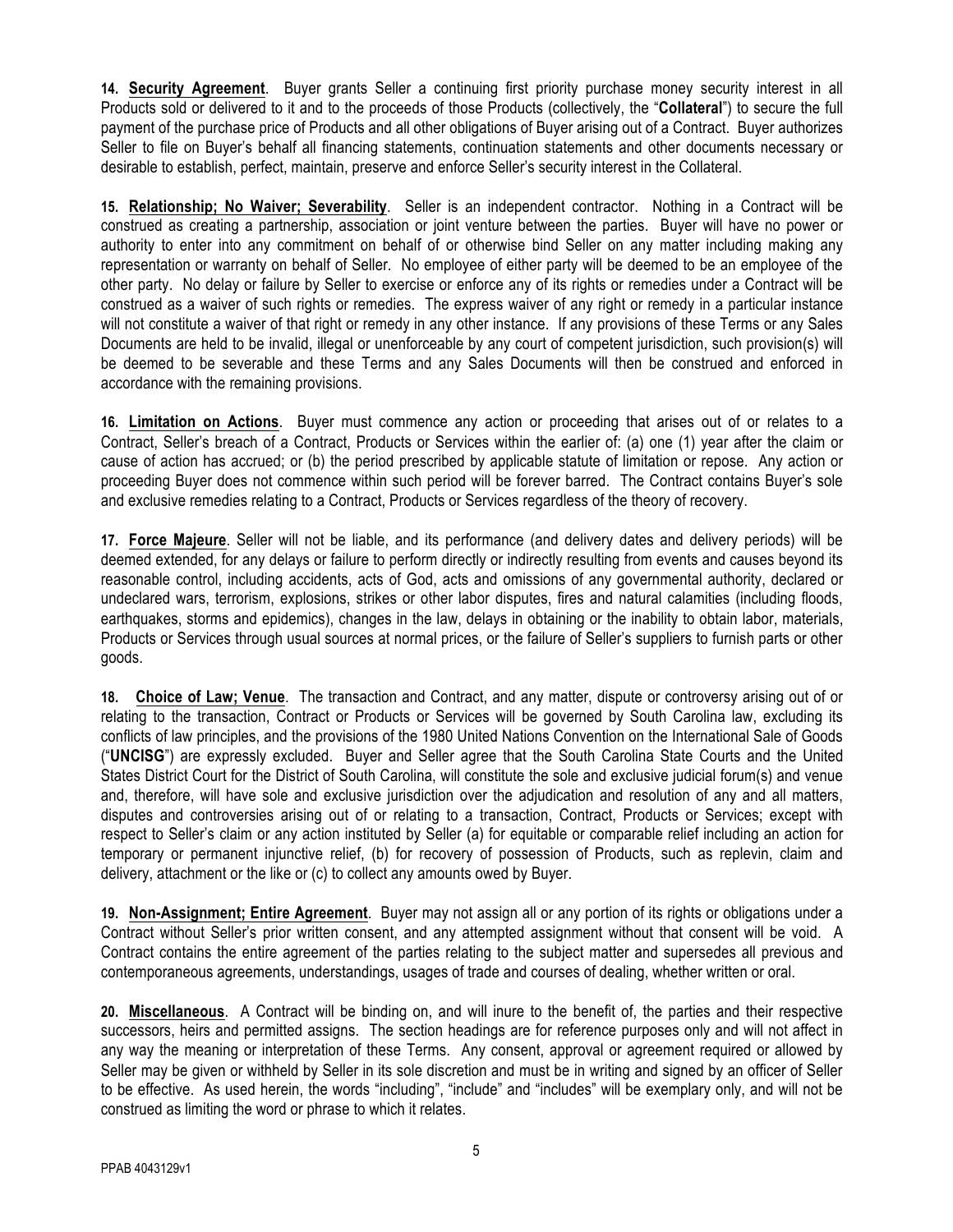**14. Security Agreement**. Buyer grants Seller a continuing first priority purchase money security interest in all Products sold or delivered to it and to the proceeds of those Products (collectively, the "**Collateral**") to secure the full payment of the purchase price of Products and all other obligations of Buyer arising out of a Contract. Buyer authorizes Seller to file on Buyer's behalf all financing statements, continuation statements and other documents necessary or desirable to establish, perfect, maintain, preserve and enforce Seller's security interest in the Collateral.

**15. Relationship; No Waiver; Severability**. Seller is an independent contractor. Nothing in a Contract will be construed as creating a partnership, association or joint venture between the parties. Buyer will have no power or authority to enter into any commitment on behalf of or otherwise bind Seller on any matter including making any representation or warranty on behalf of Seller. No employee of either party will be deemed to be an employee of the other party. No delay or failure by Seller to exercise or enforce any of its rights or remedies under a Contract will be construed as a waiver of such rights or remedies. The express waiver of any right or remedy in a particular instance will not constitute a waiver of that right or remedy in any other instance. If any provisions of these Terms or any Sales Documents are held to be invalid, illegal or unenforceable by any court of competent jurisdiction, such provision(s) will be deemed to be severable and these Terms and any Sales Documents will then be construed and enforced in accordance with the remaining provisions.

**16. Limitation on Actions**. Buyer must commence any action or proceeding that arises out of or relates to a Contract, Seller's breach of a Contract, Products or Services within the earlier of: (a) one (1) year after the claim or cause of action has accrued; or (b) the period prescribed by applicable statute of limitation or repose. Any action or proceeding Buyer does not commence within such period will be forever barred. The Contract contains Buyer's sole and exclusive remedies relating to a Contract, Products or Services regardless of the theory of recovery.

**17. Force Majeure**. Seller will not be liable, and its performance (and delivery dates and delivery periods) will be deemed extended, for any delays or failure to perform directly or indirectly resulting from events and causes beyond its reasonable control, including accidents, acts of God, acts and omissions of any governmental authority, declared or undeclared wars, terrorism, explosions, strikes or other labor disputes, fires and natural calamities (including floods, earthquakes, storms and epidemics), changes in the law, delays in obtaining or the inability to obtain labor, materials, Products or Services through usual sources at normal prices, or the failure of Seller's suppliers to furnish parts or other goods.

**18. Choice of Law; Venue**. The transaction and Contract, and any matter, dispute or controversy arising out of or relating to the transaction, Contract or Products or Services will be governed by South Carolina law, excluding its conflicts of law principles, and the provisions of the 1980 United Nations Convention on the International Sale of Goods ("**UNCISG**") are expressly excluded. Buyer and Seller agree that the South Carolina State Courts and the United States District Court for the District of South Carolina, will constitute the sole and exclusive judicial forum(s) and venue and, therefore, will have sole and exclusive jurisdiction over the adjudication and resolution of any and all matters, disputes and controversies arising out of or relating to a transaction, Contract, Products or Services; except with respect to Seller's claim or any action instituted by Seller (a) for equitable or comparable relief including an action for temporary or permanent injunctive relief, (b) for recovery of possession of Products, such as replevin, claim and delivery, attachment or the like or (c) to collect any amounts owed by Buyer.

**19. Non-Assignment; Entire Agreement**. Buyer may not assign all or any portion of its rights or obligations under a Contract without Seller's prior written consent, and any attempted assignment without that consent will be void. A Contract contains the entire agreement of the parties relating to the subject matter and supersedes all previous and contemporaneous agreements, understandings, usages of trade and courses of dealing, whether written or oral.

**20. Miscellaneous**. A Contract will be binding on, and will inure to the benefit of, the parties and their respective successors, heirs and permitted assigns. The section headings are for reference purposes only and will not affect in any way the meaning or interpretation of these Terms. Any consent, approval or agreement required or allowed by Seller may be given or withheld by Seller in its sole discretion and must be in writing and signed by an officer of Seller to be effective. As used herein, the words "including", "include" and "includes" will be exemplary only, and will not be construed as limiting the word or phrase to which it relates.

PPAB 4043129v1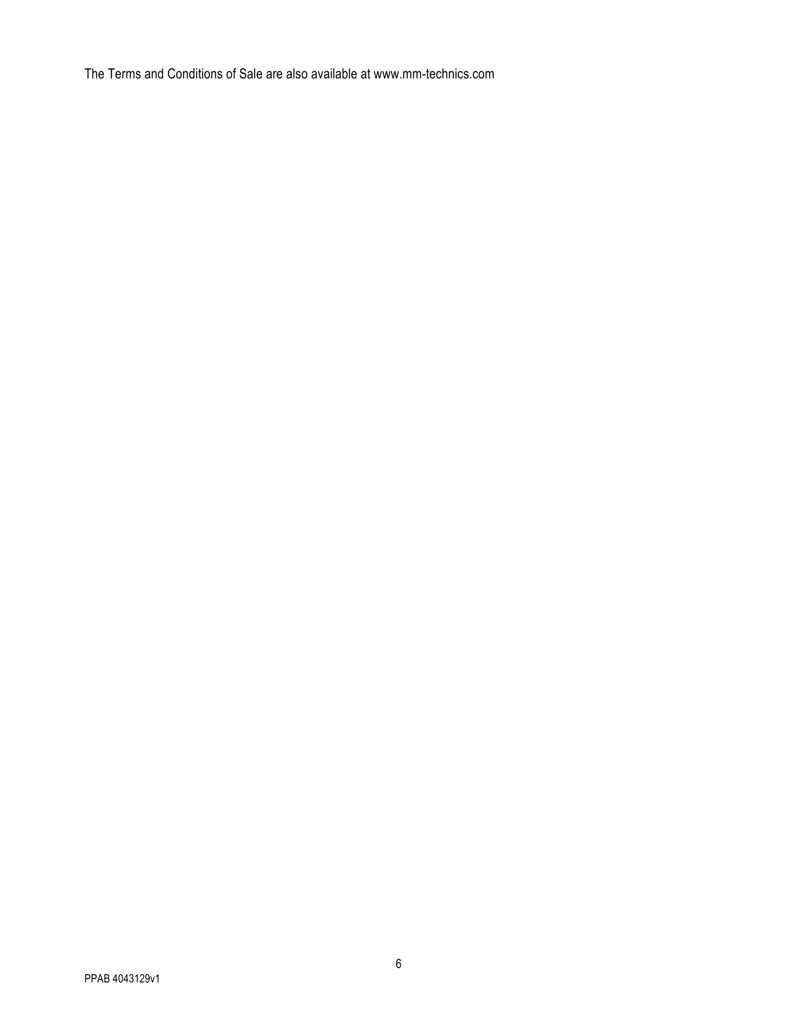The Terms and Conditions of Sale are also available at www.mm-technics.com